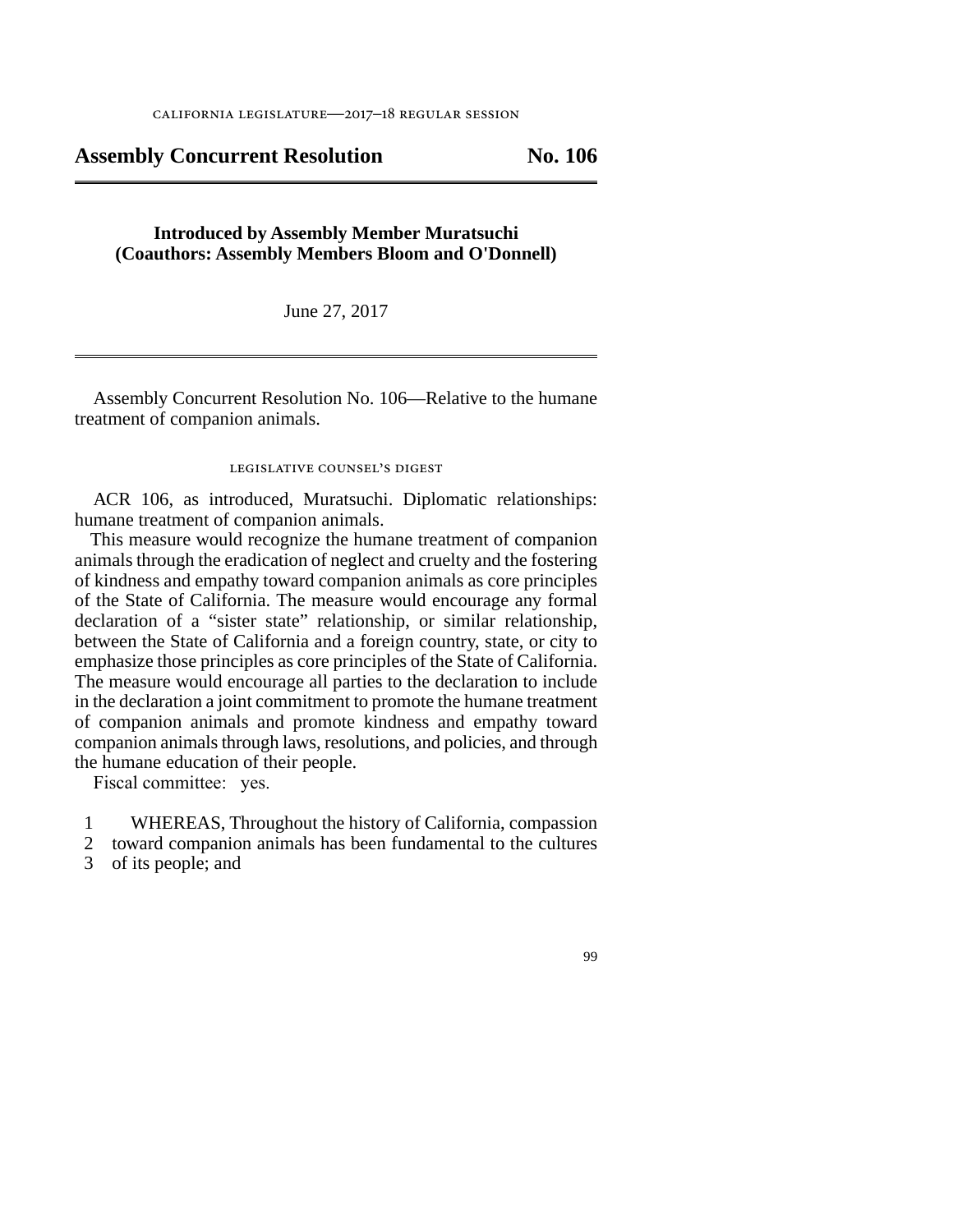CALIFORNIA LEGISLATURE—2017–18 REGULAR SESSION

# Assembly Concurrent Resolution No. 106

**Introduced by Assembly Member Muratsuchi**
**(Coauthors: Assembly Members Bloom and O'Donnell)**

June 27, 2017

Assembly Concurrent Resolution No. 106—Relative to the humane treatment of companion animals.

## LEGISLATIVE COUNSEL'S DIGEST

ACR 106, as introduced, Muratsuchi. Diplomatic relationships: humane treatment of companion animals.

This measure would recognize the humane treatment of companion animals through the eradication of neglect and cruelty and the fostering of kindness and empathy toward companion animals as core principles of the State of California. The measure would encourage any formal declaration of a "sister state" relationship, or similar relationship, between the State of California and a foreign country, state, or city to emphasize those principles as core principles of the State of California. The measure would encourage all parties to the declaration to include in the declaration a joint commitment to promote the humane treatment of companion animals and promote kindness and empathy toward companion animals through laws, resolutions, and policies, and through the humane education of their people.

Fiscal committee: yes.

1 WHEREAS, Throughout the history of California, compassion
2 toward companion animals has been fundamental to the cultures
3 of its people; and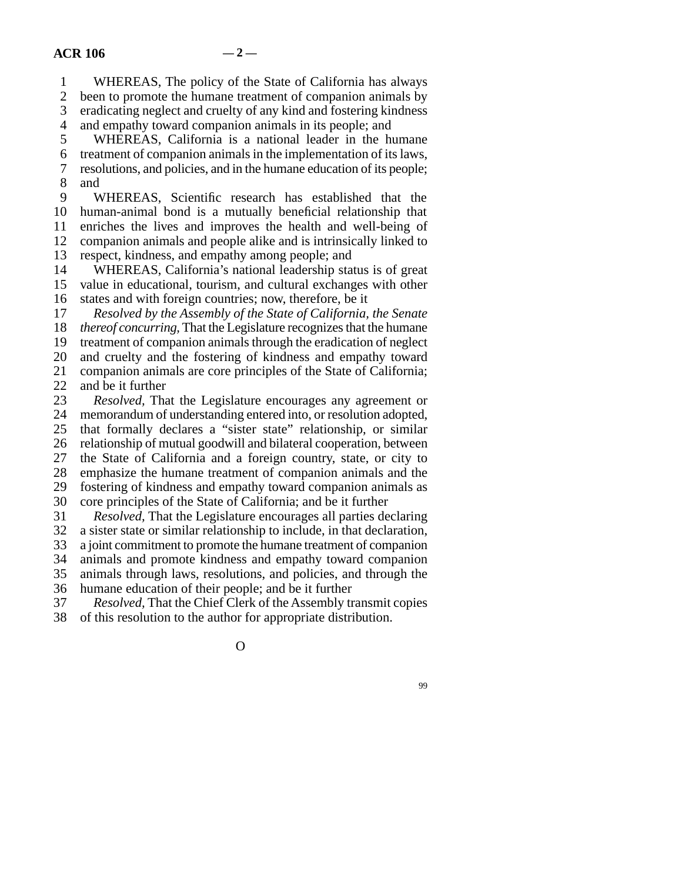WHEREAS, The policy of the State of California has always been to promote the humane treatment of companion animals by eradicating neglect and cruelty of any kind and fostering kindness and empathy toward companion animals in its people; and

WHEREAS, California is a national leader in the humane treatment of companion animals in the implementation of its laws, resolutions, and policies, and in the humane education of its people; and

WHEREAS, Scientific research has established that the human-animal bond is a mutually beneficial relationship that enriches the lives and improves the health and well-being of companion animals and people alike and is intrinsically linked to respect, kindness, and empathy among people; and

WHEREAS, California's national leadership status is of great value in educational, tourism, and cultural exchanges with other states and with foreign countries; now, therefore, be it

*Resolved by the Assembly of the State of California, the Senate thereof concurring,* That the Legislature recognizes that the humane treatment of companion animals through the eradication of neglect and cruelty and the fostering of kindness and empathy toward companion animals are core principles of the State of California; and be it further

*Resolved,* That the Legislature encourages any agreement or memorandum of understanding entered into, or resolution adopted, that formally declares a "sister state" relationship, or similar relationship of mutual goodwill and bilateral cooperation, between the State of California and a foreign country, state, or city to emphasize the humane treatment of companion animals and the fostering of kindness and empathy toward companion animals as core principles of the State of California; and be it further

*Resolved,* That the Legislature encourages all parties declaring a sister state or similar relationship to include, in that declaration, a joint commitment to promote the humane treatment of companion animals and promote kindness and empathy toward companion animals through laws, resolutions, and policies, and through the humane education of their people; and be it further

*Resolved,* That the Chief Clerk of the Assembly transmit copies of this resolution to the author for appropriate distribution.

O